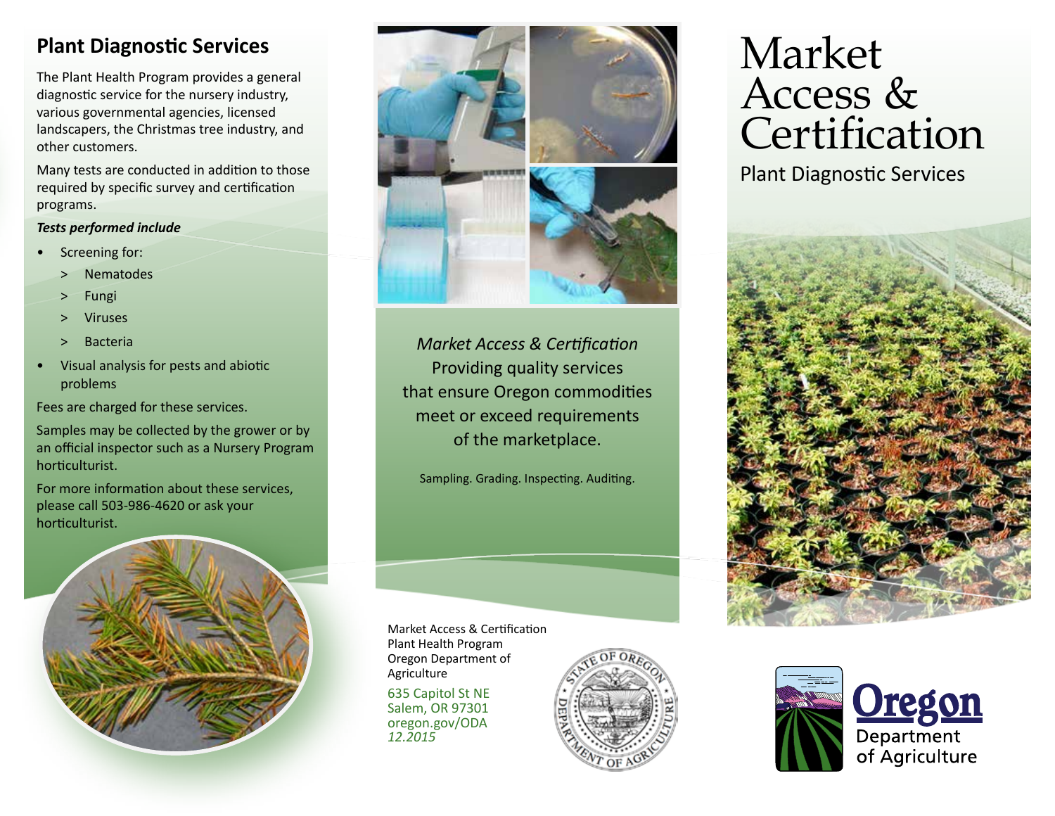## Plant Diagnostic Services

The Plant Health Program provides a general diagnostic service for the nursery industry, various governmental agencies, licensed landscapers, the Christmas tree industry, and other customers.

Many tests are conducted in addition to those required by specific survey and certification programs.

***Tests performed include***

- Screening for:
  - Nematodes
  - Fungi
  - Viruses
  - Bacteria
- Visual analysis for pests and abiotic problems

Fees are charged for these services.

Samples may be collected by the grower or by an official inspector such as a Nursery Program horticulturist.

For more information about these services, please call 503-986-4620 or ask your horticulturist.

*Market Access & Certification*
Providing quality services that ensure Oregon commodities meet or exceed requirements of the marketplace.

Sampling. Grading. Inspecting. Auditing.

Market Access & Certification
Plant Health Program
Oregon Department of Agriculture

635 Capitol St NE
Salem, OR 97301
oregon.gov/ODA
*12.2015*

# Market Access & Certification

Plant Diagnostic Services

Oregon Department of Agriculture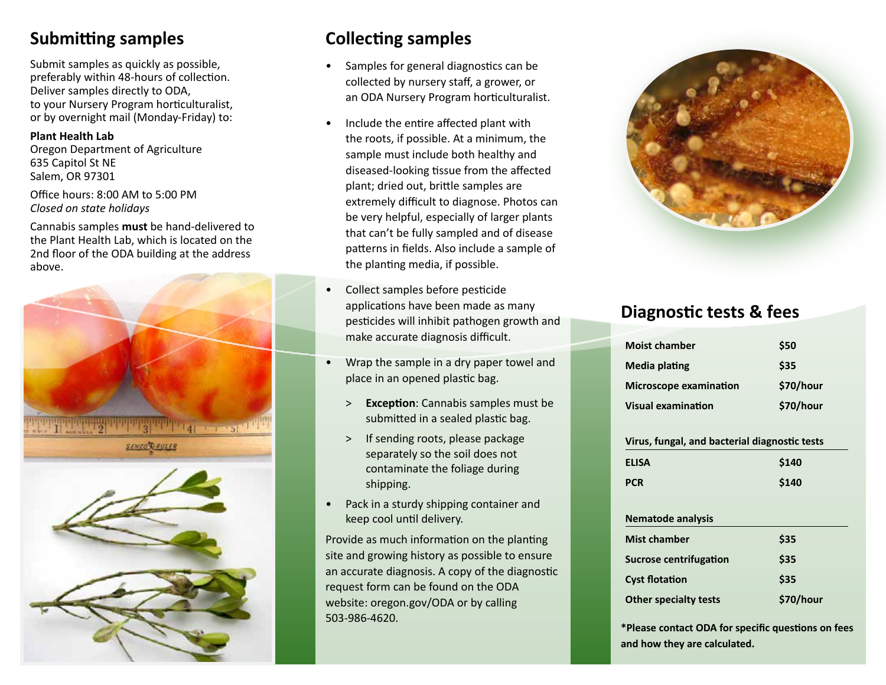## Submitting samples

Submit samples as quickly as possible, preferably within 48-hours of collection. Deliver samples directly to ODA, to your Nursery Program horticulturalist, or by overnight mail (Monday-Friday) to:

**Plant Health Lab**
Oregon Department of Agriculture
635 Capitol St NE
Salem, OR 97301

Office hours: 8:00 AM to 5:00 PM
*Closed on state holidays*

Cannabis samples **must** be hand-delivered to the Plant Health Lab, which is located on the 2nd floor of the ODA building at the address above.

## Collecting samples

- Samples for general diagnostics can be collected by nursery staff, a grower, or an ODA Nursery Program horticulturalist.
- Include the entire affected plant with the roots, if possible. At a minimum, the sample must include both healthy and diseased-looking tissue from the affected plant; dried out, brittle samples are extremely difficult to diagnose. Photos can be very helpful, especially of larger plants that can't be fully sampled and of disease patterns in fields. Also include a sample of the planting media, if possible.
- Collect samples before pesticide applications have been made as many pesticides will inhibit pathogen growth and make accurate diagnosis difficult.
- Wrap the sample in a dry paper towel and place in an opened plastic bag.
  - > **Exception**: Cannabis samples must be submitted in a sealed plastic bag.
  - > If sending roots, please package separately so the soil does not contaminate the foliage during shipping.
- Pack in a sturdy shipping container and keep cool until delivery.

Provide as much information on the planting site and growing history as possible to ensure an accurate diagnosis. A copy of the diagnostic request form can be found on the ODA website: oregon.gov/ODA or by calling 503-986-4620.

## Diagnostic tests & fees

| | |
|---|---|
| **Moist chamber** | **$50** |
| **Media plating** | **$35** |
| **Microscope examination** | **$70/hour** |
| **Visual examination** | **$70/hour** |
| **Virus, fungal, and bacterial diagnostic tests** | |
| **ELISA** | **$140** |
| **PCR** | **$140** |
| **Nematode analysis** | |
| **Mist chamber** | **$35** |
| **Sucrose centrifugation** | **$35** |
| **Cyst flotation** | **$35** |
| **Other specialty tests** | **$70/hour** |

***Please contact ODA for specific questions on fees and how they are calculated.**